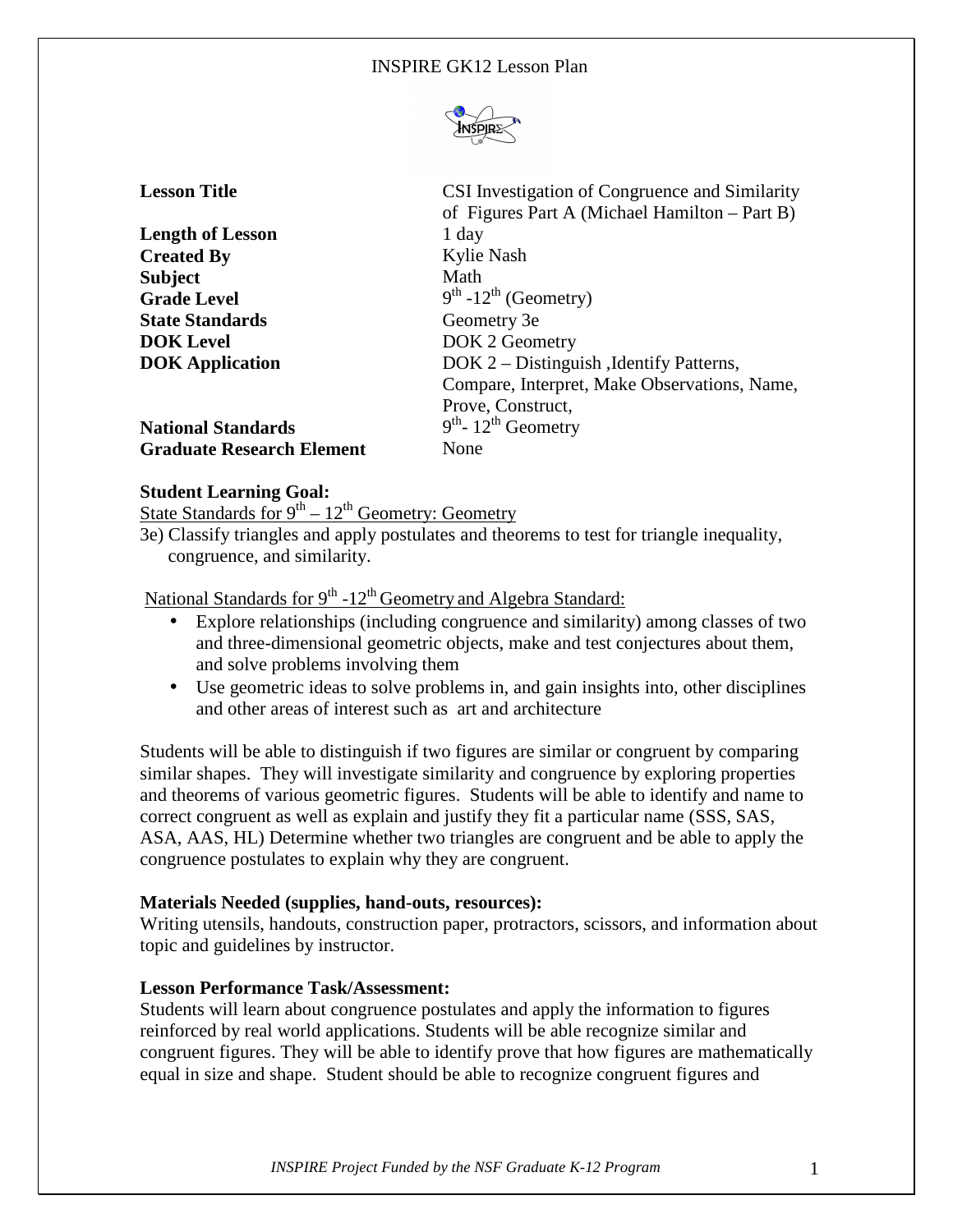# INSPIRE GK12 Lesson Plan

| | |
|---|---|
| **Lesson Title** | CSI Investigation of Congruence and Similarity of Figures Part A (Michael Hamilton – Part B) |
| **Length of Lesson** | 1 day |
| **Created By** | Kylie Nash |
| **Subject** | Math |
| **Grade Level** | 9th -12th (Geometry) |
| **State Standards** | Geometry 3e |
| **DOK Level** | DOK 2 Geometry |
| **DOK Application** | DOK 2 – Distinguish ,Identify Patterns, Compare, Interpret, Make Observations, Name, Prove, Construct, |
| **National Standards** | 9th- 12th Geometry |
| **Graduate Research Element** | None |

**Student Learning Goal:**

State Standards for 9th – 12th Geometry: Geometry

3e) Classify triangles and apply postulates and theorems to test for triangle inequality, congruence, and similarity.

National Standards for 9th -12th Geometry and Algebra Standard:

- Explore relationships (including congruence and similarity) among classes of two and three-dimensional geometric objects, make and test conjectures about them, and solve problems involving them
- Use geometric ideas to solve problems in, and gain insights into, other disciplines and other areas of interest such as art and architecture

Students will be able to distinguish if two figures are similar or congruent by comparing similar shapes. They will investigate similarity and congruence by exploring properties and theorems of various geometric figures. Students will be able to identify and name to correct congruent as well as explain and justify they fit a particular name (SSS, SAS, ASA, AAS, HL) Determine whether two triangles are congruent and be able to apply the congruence postulates to explain why they are congruent.

**Materials Needed (supplies, hand-outs, resources):**

Writing utensils, handouts, construction paper, protractors, scissors, and information about topic and guidelines by instructor.

**Lesson Performance Task/Assessment:**

Students will learn about congruence postulates and apply the information to figures reinforced by real world applications. Students will be able recognize similar and congruent figures. They will be able to identify prove that how figures are mathematically equal in size and shape. Student should be able to recognize congruent figures and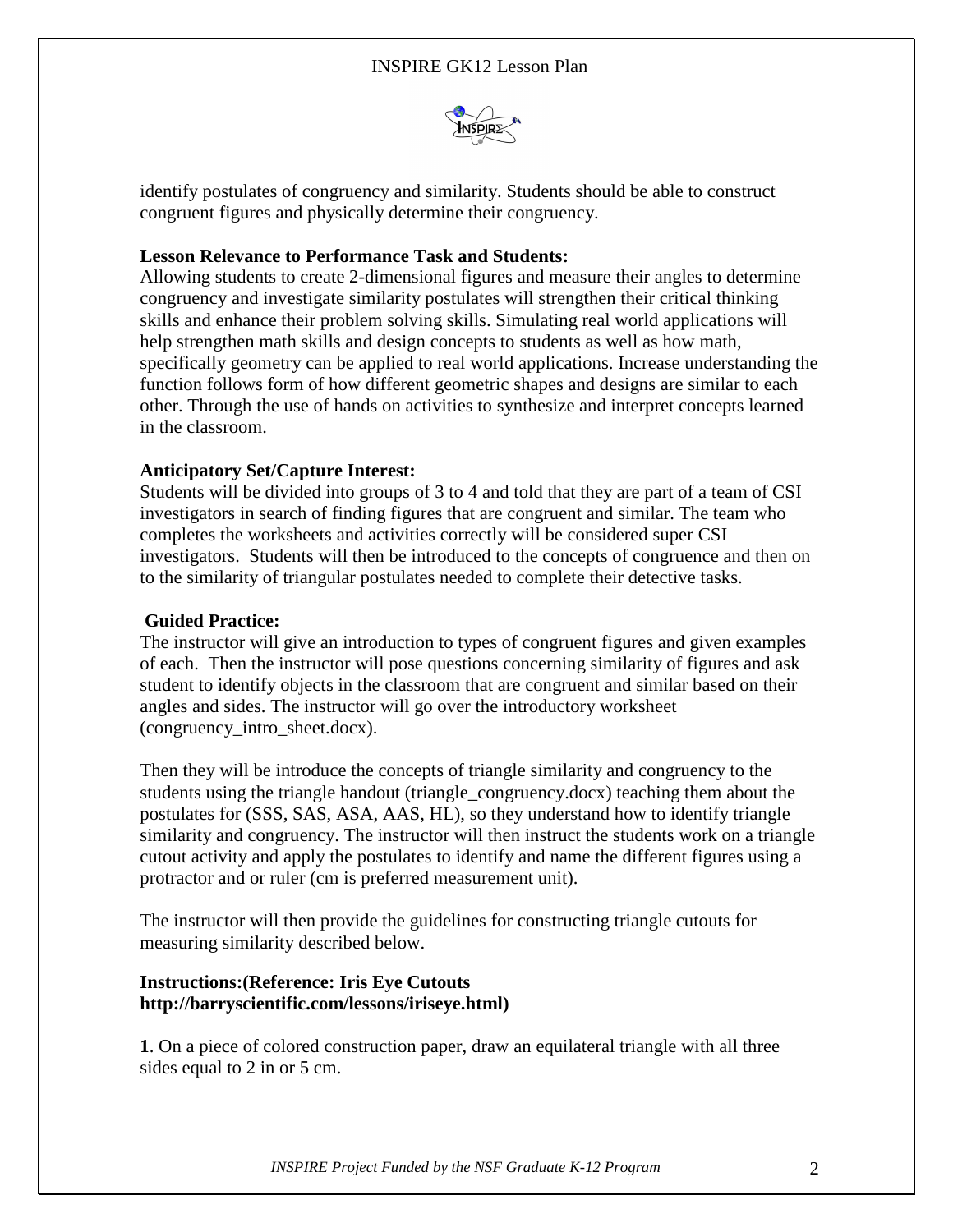identify postulates of congruency and similarity. Students should be able to construct congruent figures and physically determine their congruency.

**Lesson Relevance to Performance Task and Students:**
Allowing students to create 2-dimensional figures and measure their angles to determine congruency and investigate similarity postulates will strengthen their critical thinking skills and enhance their problem solving skills. Simulating real world applications will help strengthen math skills and design concepts to students as well as how math, specifically geometry can be applied to real world applications. Increase understanding the function follows form of how different geometric shapes and designs are similar to each other. Through the use of hands on activities to synthesize and interpret concepts learned in the classroom.

**Anticipatory Set/Capture Interest:**
Students will be divided into groups of 3 to 4 and told that they are part of a team of CSI investigators in search of finding figures that are congruent and similar. The team who completes the worksheets and activities correctly will be considered super CSI investigators. Students will then be introduced to the concepts of congruence and then on to the similarity of triangular postulates needed to complete their detective tasks.

**Guided Practice:**
The instructor will give an introduction to types of congruent figures and given examples of each. Then the instructor will pose questions concerning similarity of figures and ask student to identify objects in the classroom that are congruent and similar based on their angles and sides. The instructor will go over the introductory worksheet (congruency_intro_sheet.docx).

Then they will be introduce the concepts of triangle similarity and congruency to the students using the triangle handout (triangle_congruency.docx) teaching them about the postulates for (SSS, SAS, ASA, AAS, HL), so they understand how to identify triangle similarity and congruency. The instructor will then instruct the students work on a triangle cutout activity and apply the postulates to identify and name the different figures using a protractor and or ruler (cm is preferred measurement unit).

The instructor will then provide the guidelines for constructing triangle cutouts for measuring similarity described below.

**Instructions:(Reference: Iris Eye Cutouts http://barryscientific.com/lessons/iriseye.html)**

**1**. On a piece of colored construction paper, draw an equilateral triangle with all three sides equal to 2 in or 5 cm.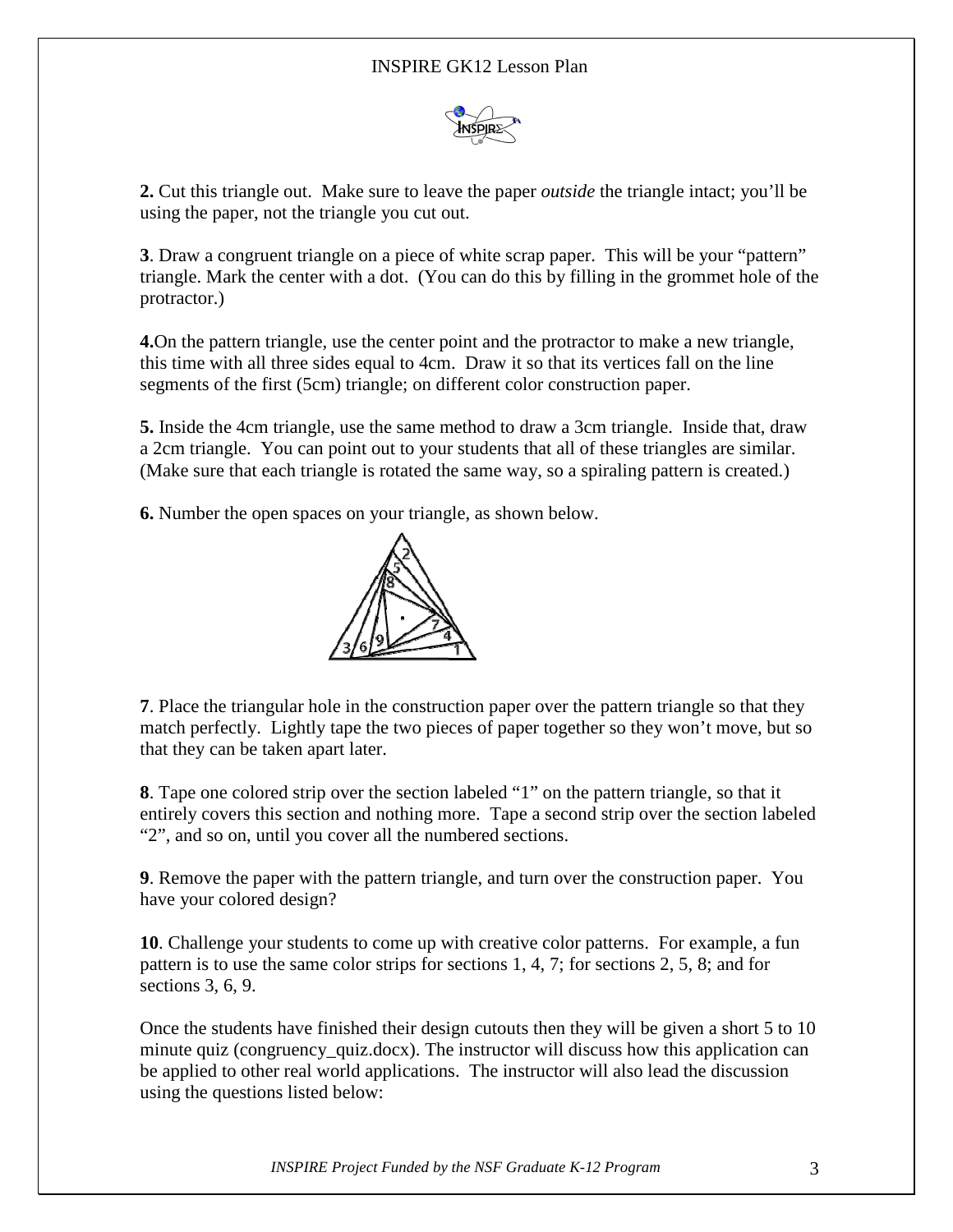**2.** Cut this triangle out. Make sure to leave the paper *outside* the triangle intact; you'll be using the paper, not the triangle you cut out.

**3**. Draw a congruent triangle on a piece of white scrap paper. This will be your "pattern" triangle. Mark the center with a dot. (You can do this by filling in the grommet hole of the protractor.)

**4.**On the pattern triangle, use the center point and the protractor to make a new triangle, this time with all three sides equal to 4cm. Draw it so that its vertices fall on the line segments of the first (5cm) triangle; on different color construction paper.

**5.** Inside the 4cm triangle, use the same method to draw a 3cm triangle. Inside that, draw a 2cm triangle. You can point out to your students that all of these triangles are similar. (Make sure that each triangle is rotated the same way, so a spiraling pattern is created.)

**6.** Number the open spaces on your triangle, as shown below.

**7**. Place the triangular hole in the construction paper over the pattern triangle so that they match perfectly. Lightly tape the two pieces of paper together so they won't move, but so that they can be taken apart later.

**8**. Tape one colored strip over the section labeled "1" on the pattern triangle, so that it entirely covers this section and nothing more. Tape a second strip over the section labeled "2", and so on, until you cover all the numbered sections.

**9**. Remove the paper with the pattern triangle, and turn over the construction paper. You have your colored design?

**10**. Challenge your students to come up with creative color patterns. For example, a fun pattern is to use the same color strips for sections 1, 4, 7; for sections 2, 5, 8; and for sections 3, 6, 9.

Once the students have finished their design cutouts then they will be given a short 5 to 10 minute quiz (congruency_quiz.docx). The instructor will discuss how this application can be applied to other real world applications. The instructor will also lead the discussion using the questions listed below: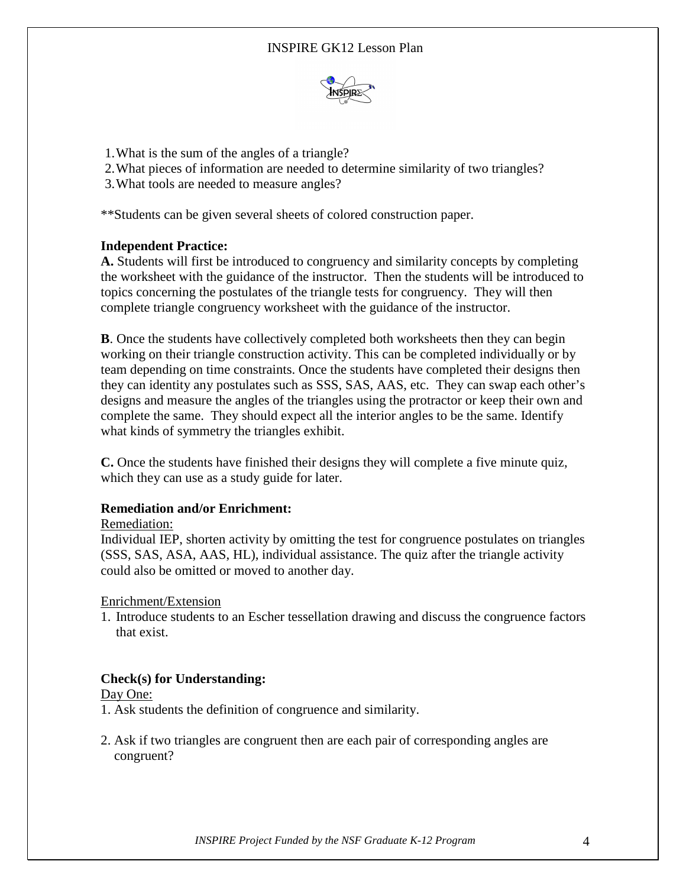1. What is the sum of the angles of a triangle?
2. What pieces of information are needed to determine similarity of two triangles?
3. What tools are needed to measure angles?

**Students can be given several sheets of colored construction paper.

**Independent Practice:**

**A.** Students will first be introduced to congruency and similarity concepts by completing the worksheet with the guidance of the instructor. Then the students will be introduced to topics concerning the postulates of the triangle tests for congruency. They will then complete triangle congruency worksheet with the guidance of the instructor.

**B**. Once the students have collectively completed both worksheets then they can begin working on their triangle construction activity. This can be completed individually or by team depending on time constraints. Once the students have completed their designs then they can identity any postulates such as SSS, SAS, AAS, etc. They can swap each other's designs and measure the angles of the triangles using the protractor or keep their own and complete the same. They should expect all the interior angles to be the same. Identify what kinds of symmetry the triangles exhibit.

**C.** Once the students have finished their designs they will complete a five minute quiz, which they can use as a study guide for later.

**Remediation and/or Enrichment:**

Remediation:

Individual IEP, shorten activity by omitting the test for congruence postulates on triangles (SSS, SAS, ASA, AAS, HL), individual assistance. The quiz after the triangle activity could also be omitted or moved to another day.

Enrichment/Extension

1. Introduce students to an Escher tessellation drawing and discuss the congruence factors that exist.

**Check(s) for Understanding:**

Day One:

1. Ask students the definition of congruence and similarity.

2. Ask if two triangles are congruent then are each pair of corresponding angles are congruent?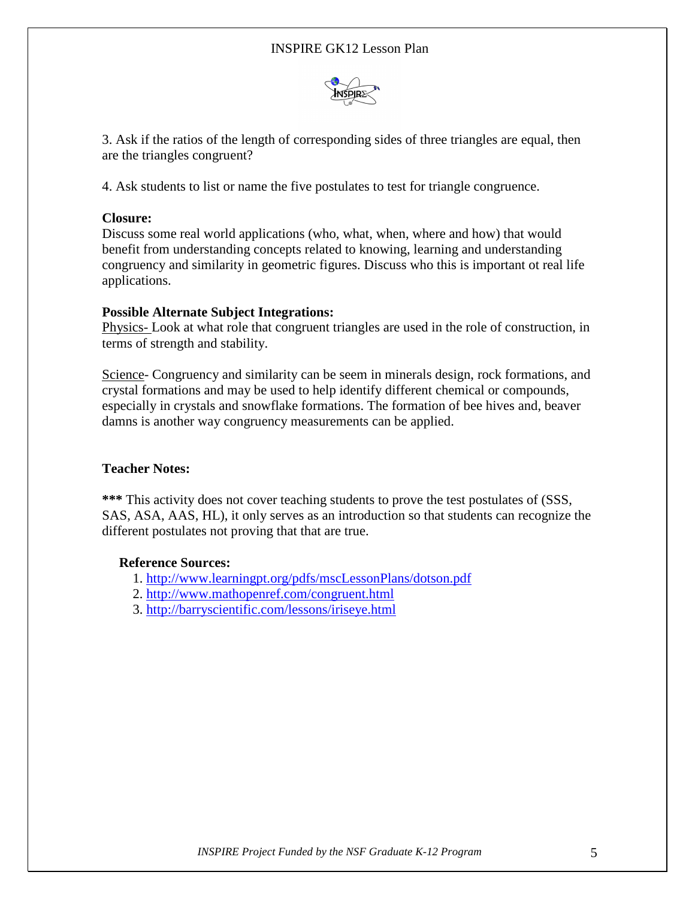3. Ask if the ratios of the length of corresponding sides of three triangles are equal, then are the triangles congruent?

4. Ask students to list or name the five postulates to test for triangle congruence.

**Closure:**
Discuss some real world applications (who, what, when, where and how) that would benefit from understanding concepts related to knowing, learning and understanding congruency and similarity in geometric figures. Discuss who this is important ot real life applications.

**Possible Alternate Subject Integrations:**
Physics- Look at what role that congruent triangles are used in the role of construction, in terms of strength and stability.

Science- Congruency and similarity can be seem in minerals design, rock formations, and crystal formations and may be used to help identify different chemical or compounds, especially in crystals and snowflake formations. The formation of bee hives and, beaver damns is another way congruency measurements can be applied.

**Teacher Notes:**

**\*\*\*** This activity does not cover teaching students to prove the test postulates of (SSS, SAS, ASA, AAS, HL), it only serves as an introduction so that students can recognize the different postulates not proving that that are true.

**Reference Sources:**

1. http://www.learningpt.org/pdfs/mscLessonPlans/dotson.pdf
2. http://www.mathopenref.com/congruent.html
3. http://barryscientific.com/lessons/iriseye.html